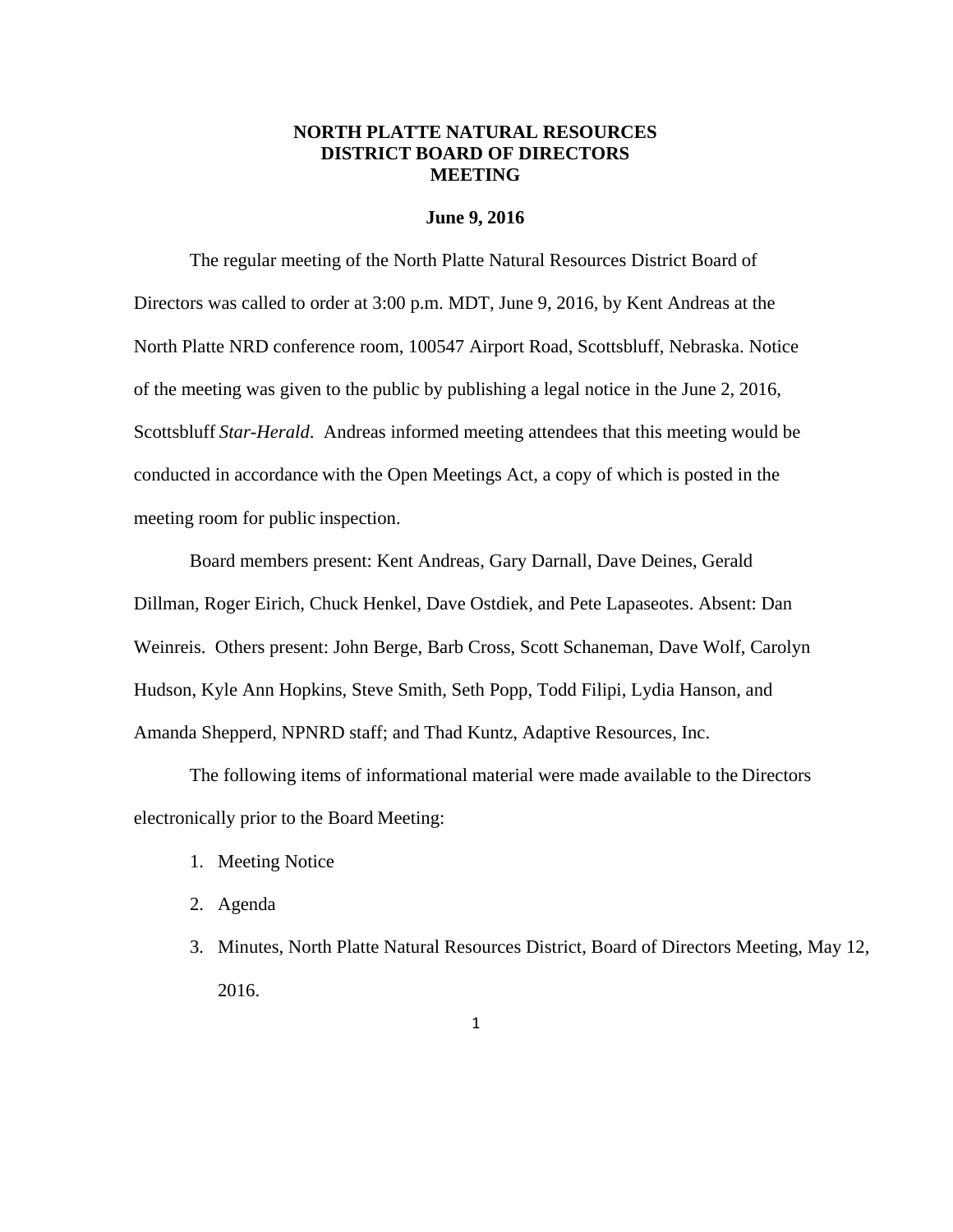# NORTH PLATTE NATURAL RESOURCES DISTRICT BOARD OF DIRECTORS MEETING

**June 9, 2016**

The regular meeting of the North Platte Natural Resources District Board of Directors was called to order at 3:00 p.m. MDT, June 9, 2016, by Kent Andreas at the North Platte NRD conference room, 100547 Airport Road, Scottsbluff, Nebraska. Notice of the meeting was given to the public by publishing a legal notice in the June 2, 2016, Scottsbluff *Star-Herald*. Andreas informed meeting attendees that this meeting would be conducted in accordance with the Open Meetings Act, a copy of which is posted in the meeting room for public inspection.

Board members present: Kent Andreas, Gary Darnall, Dave Deines, Gerald Dillman, Roger Eirich, Chuck Henkel, Dave Ostdiek, and Pete Lapaseotes. Absent: Dan Weinreis. Others present: John Berge, Barb Cross, Scott Schaneman, Dave Wolf, Carolyn Hudson, Kyle Ann Hopkins, Steve Smith, Seth Popp, Todd Filipi, Lydia Hanson, and Amanda Shepperd, NPNRD staff; and Thad Kuntz, Adaptive Resources, Inc.

The following items of informational material were made available to the Directors electronically prior to the Board Meeting:

1. Meeting Notice
2. Agenda
3. Minutes, North Platte Natural Resources District, Board of Directors Meeting, May 12, 2016.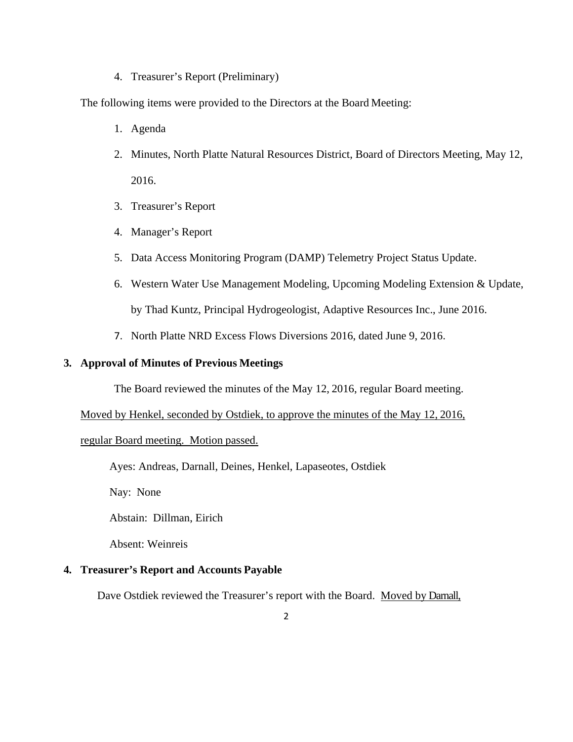4. Treasurer's Report (Preliminary)

The following items were provided to the Directors at the Board Meeting:

1. Agenda
2. Minutes, North Platte Natural Resources District, Board of Directors Meeting, May 12, 2016.
3. Treasurer's Report
4. Manager's Report
5. Data Access Monitoring Program (DAMP) Telemetry Project Status Update.
6. Western Water Use Management Modeling, Upcoming Modeling Extension & Update, by Thad Kuntz, Principal Hydrogeologist, Adaptive Resources Inc., June 2016.
7. North Platte NRD Excess Flows Diversions 2016, dated June 9, 2016.

**3. Approval of Minutes of Previous Meetings**

The Board reviewed the minutes of the May 12, 2016, regular Board meeting.

<u>Moved by Henkel, seconded by Ostdiek, to approve the minutes of the May 12, 2016, regular Board meeting. Motion passed.</u>

Ayes: Andreas, Darnall, Deines, Henkel, Lapaseotes, Ostdiek

Nay: None

Abstain: Dillman, Eirich

Absent: Weinreis

**4. Treasurer's Report and Accounts Payable**

Dave Ostdiek reviewed the Treasurer's report with the Board. <u>Moved by Darnall,</u>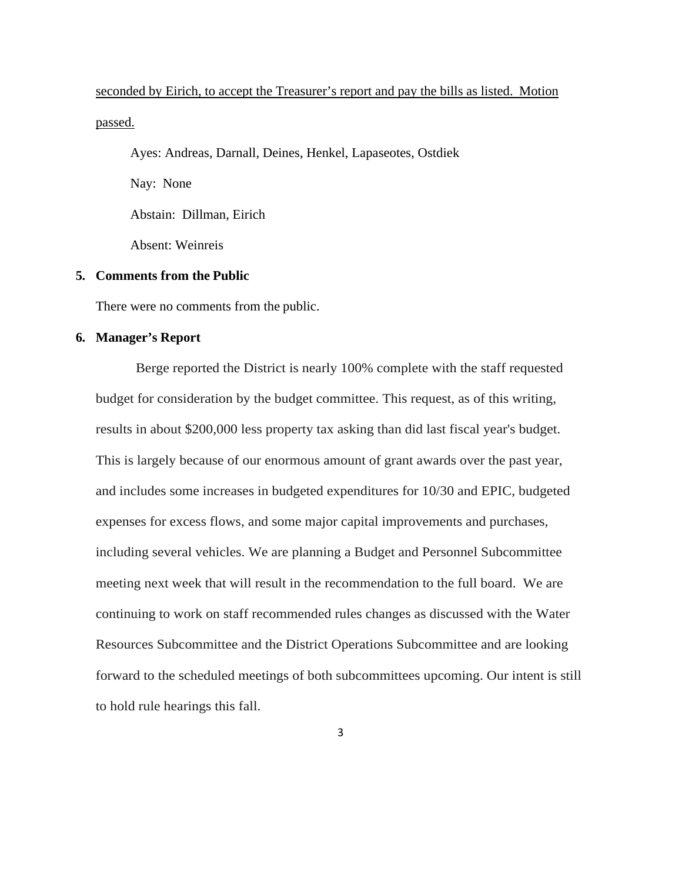seconded by Eirich, to accept the Treasurer's report and pay the bills as listed. Motion passed.

Ayes: Andreas, Darnall, Deines, Henkel, Lapaseotes, Ostdiek

Nay: None

Abstain: Dillman, Eirich

Absent: Weinreis

5. **Comments from the Public**

There were no comments from the public.

6. **Manager's Report**

Berge reported the District is nearly 100% complete with the staff requested budget for consideration by the budget committee. This request, as of this writing, results in about $200,000 less property tax asking than did last fiscal year's budget. This is largely because of our enormous amount of grant awards over the past year, and includes some increases in budgeted expenditures for 10/30 and EPIC, budgeted expenses for excess flows, and some major capital improvements and purchases, including several vehicles. We are planning a Budget and Personnel Subcommittee meeting next week that will result in the recommendation to the full board. We are continuing to work on staff recommended rules changes as discussed with the Water Resources Subcommittee and the District Operations Subcommittee and are looking forward to the scheduled meetings of both subcommittees upcoming. Our intent is still to hold rule hearings this fall.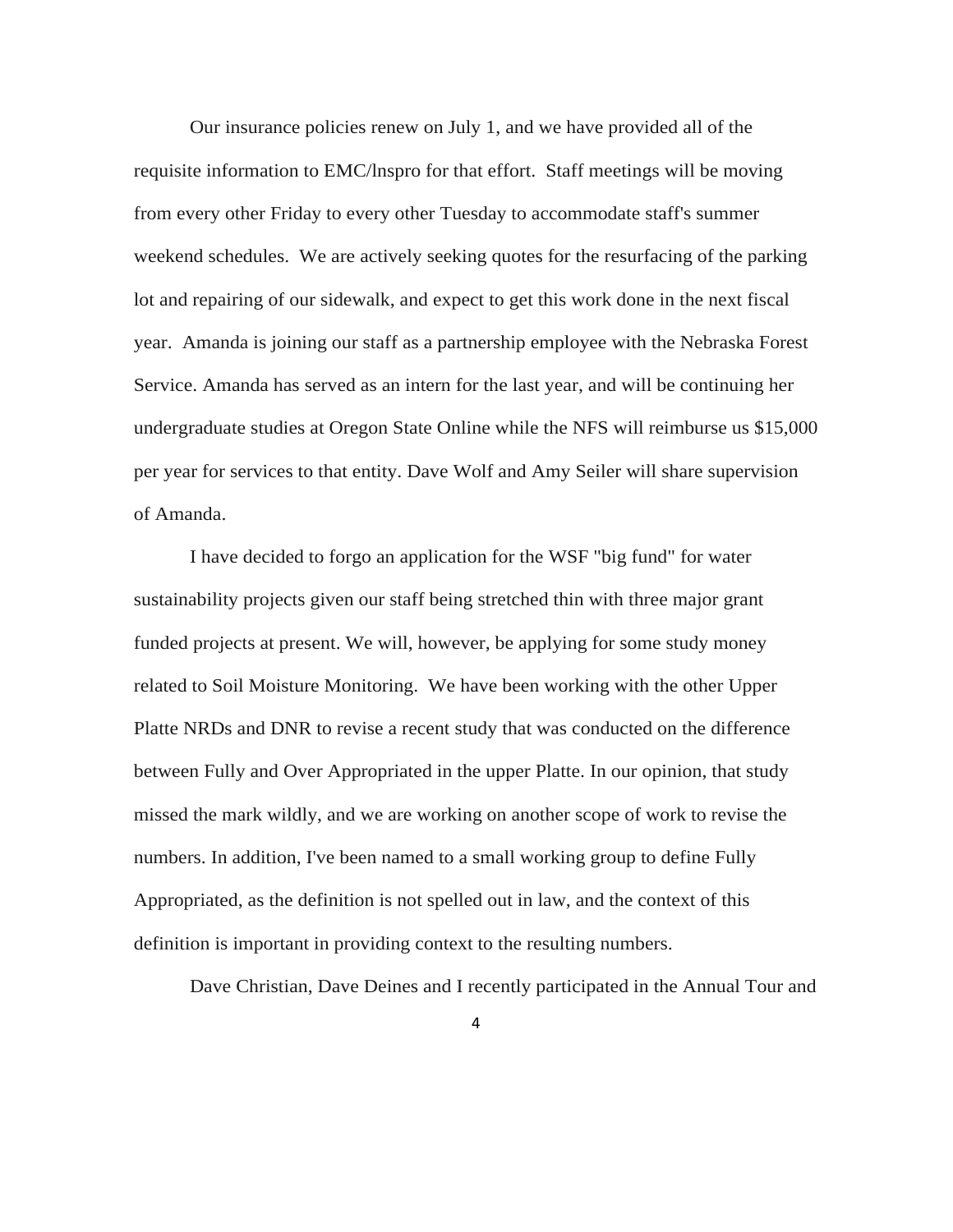Our insurance policies renew on July 1, and we have provided all of the requisite information to EMC/lnspro for that effort. Staff meetings will be moving from every other Friday to every other Tuesday to accommodate staff's summer weekend schedules. We are actively seeking quotes for the resurfacing of the parking lot and repairing of our sidewalk, and expect to get this work done in the next fiscal year. Amanda is joining our staff as a partnership employee with the Nebraska Forest Service. Amanda has served as an intern for the last year, and will be continuing her undergraduate studies at Oregon State Online while the NFS will reimburse us $15,000 per year for services to that entity. Dave Wolf and Amy Seiler will share supervision of Amanda.

I have decided to forgo an application for the WSF "big fund" for water sustainability projects given our staff being stretched thin with three major grant funded projects at present. We will, however, be applying for some study money related to Soil Moisture Monitoring. We have been working with the other Upper Platte NRDs and DNR to revise a recent study that was conducted on the difference between Fully and Over Appropriated in the upper Platte. In our opinion, that study missed the mark wildly, and we are working on another scope of work to revise the numbers. In addition, I've been named to a small working group to define Fully Appropriated, as the definition is not spelled out in law, and the context of this definition is important in providing context to the resulting numbers.

Dave Christian, Dave Deines and I recently participated in the Annual Tour and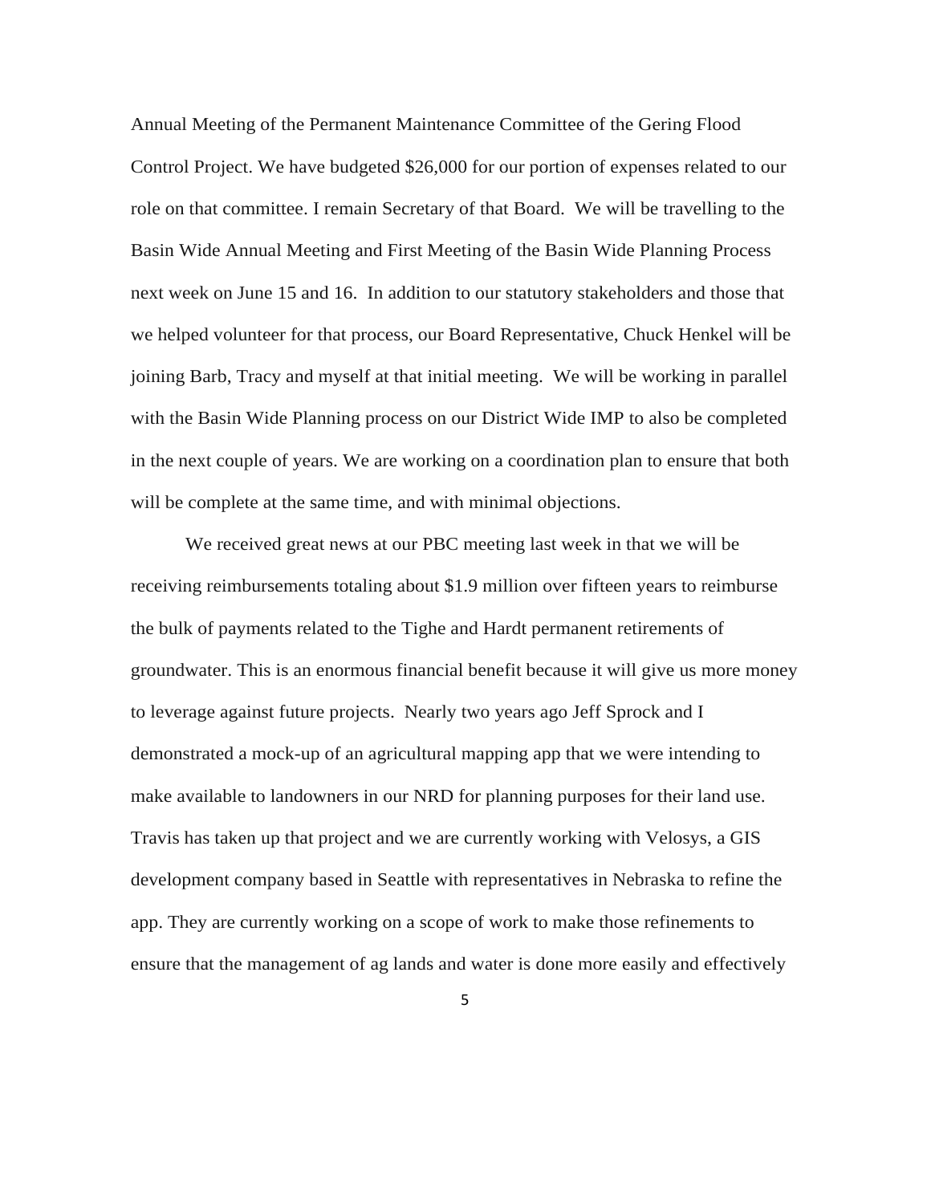Annual Meeting of the Permanent Maintenance Committee of the Gering Flood Control Project. We have budgeted $26,000 for our portion of expenses related to our role on that committee. I remain Secretary of that Board. We will be travelling to the Basin Wide Annual Meeting and First Meeting of the Basin Wide Planning Process next week on June 15 and 16. In addition to our statutory stakeholders and those that we helped volunteer for that process, our Board Representative, Chuck Henkel will be joining Barb, Tracy and myself at that initial meeting. We will be working in parallel with the Basin Wide Planning process on our District Wide IMP to also be completed in the next couple of years. We are working on a coordination plan to ensure that both will be complete at the same time, and with minimal objections.

We received great news at our PBC meeting last week in that we will be receiving reimbursements totaling about $1.9 million over fifteen years to reimburse the bulk of payments related to the Tighe and Hardt permanent retirements of groundwater. This is an enormous financial benefit because it will give us more money to leverage against future projects. Nearly two years ago Jeff Sprock and I demonstrated a mock-up of an agricultural mapping app that we were intending to make available to landowners in our NRD for planning purposes for their land use. Travis has taken up that project and we are currently working with Velosys, a GIS development company based in Seattle with representatives in Nebraska to refine the app. They are currently working on a scope of work to make those refinements to ensure that the management of ag lands and water is done more easily and effectively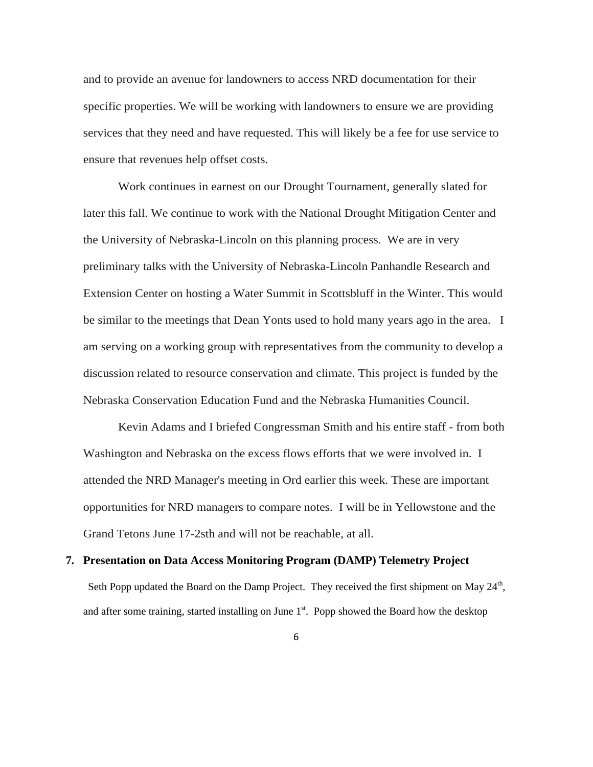and to provide an avenue for landowners to access NRD documentation for their specific properties. We will be working with landowners to ensure we are providing services that they need and have requested. This will likely be a fee for use service to ensure that revenues help offset costs.

Work continues in earnest on our Drought Tournament, generally slated for later this fall. We continue to work with the National Drought Mitigation Center and the University of Nebraska-Lincoln on this planning process. We are in very preliminary talks with the University of Nebraska-Lincoln Panhandle Research and Extension Center on hosting a Water Summit in Scottsbluff in the Winter. This would be similar to the meetings that Dean Yonts used to hold many years ago in the area. I am serving on a working group with representatives from the community to develop a discussion related to resource conservation and climate. This project is funded by the Nebraska Conservation Education Fund and the Nebraska Humanities Council.

Kevin Adams and I briefed Congressman Smith and his entire staff - from both Washington and Nebraska on the excess flows efforts that we were involved in. I attended the NRD Manager's meeting in Ord earlier this week. These are important opportunities for NRD managers to compare notes. I will be in Yellowstone and the Grand Tetons June 17-2sth and will not be reachable, at all.

**7. Presentation on Data Access Monitoring Program (DAMP) Telemetry Project**

Seth Popp updated the Board on the Damp Project. They received the first shipment on May 24th, and after some training, started installing on June 1st. Popp showed the Board how the desktop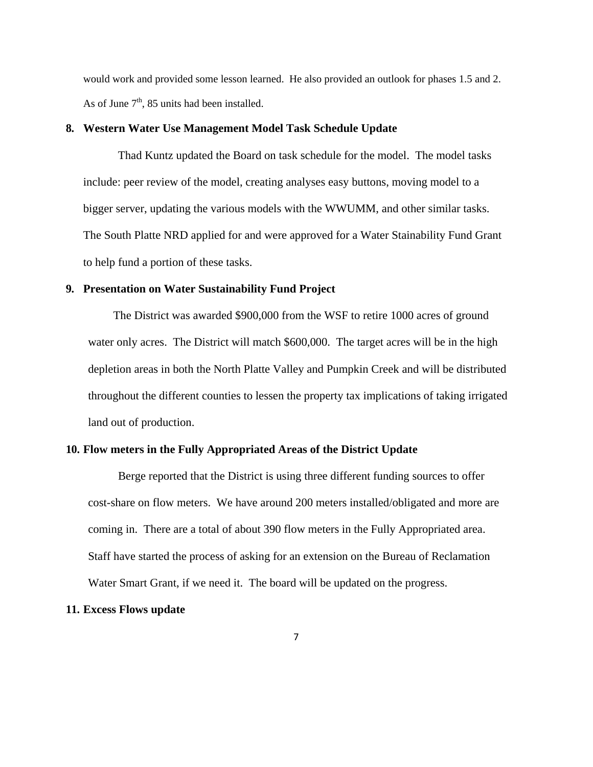would work and provided some lesson learned. He also provided an outlook for phases 1.5 and 2. As of June 7th, 85 units had been installed.

**8. Western Water Use Management Model Task Schedule Update**

Thad Kuntz updated the Board on task schedule for the model. The model tasks include: peer review of the model, creating analyses easy buttons, moving model to a bigger server, updating the various models with the WWUMM, and other similar tasks. The South Platte NRD applied for and were approved for a Water Stainability Fund Grant to help fund a portion of these tasks.

**9. Presentation on Water Sustainability Fund Project**

The District was awarded $900,000 from the WSF to retire 1000 acres of ground water only acres. The District will match $600,000. The target acres will be in the high depletion areas in both the North Platte Valley and Pumpkin Creek and will be distributed throughout the different counties to lessen the property tax implications of taking irrigated land out of production.

**10. Flow meters in the Fully Appropriated Areas of the District Update**

Berge reported that the District is using three different funding sources to offer cost-share on flow meters. We have around 200 meters installed/obligated and more are coming in. There are a total of about 390 flow meters in the Fully Appropriated area. Staff have started the process of asking for an extension on the Bureau of Reclamation Water Smart Grant, if we need it. The board will be updated on the progress.

**11. Excess Flows update**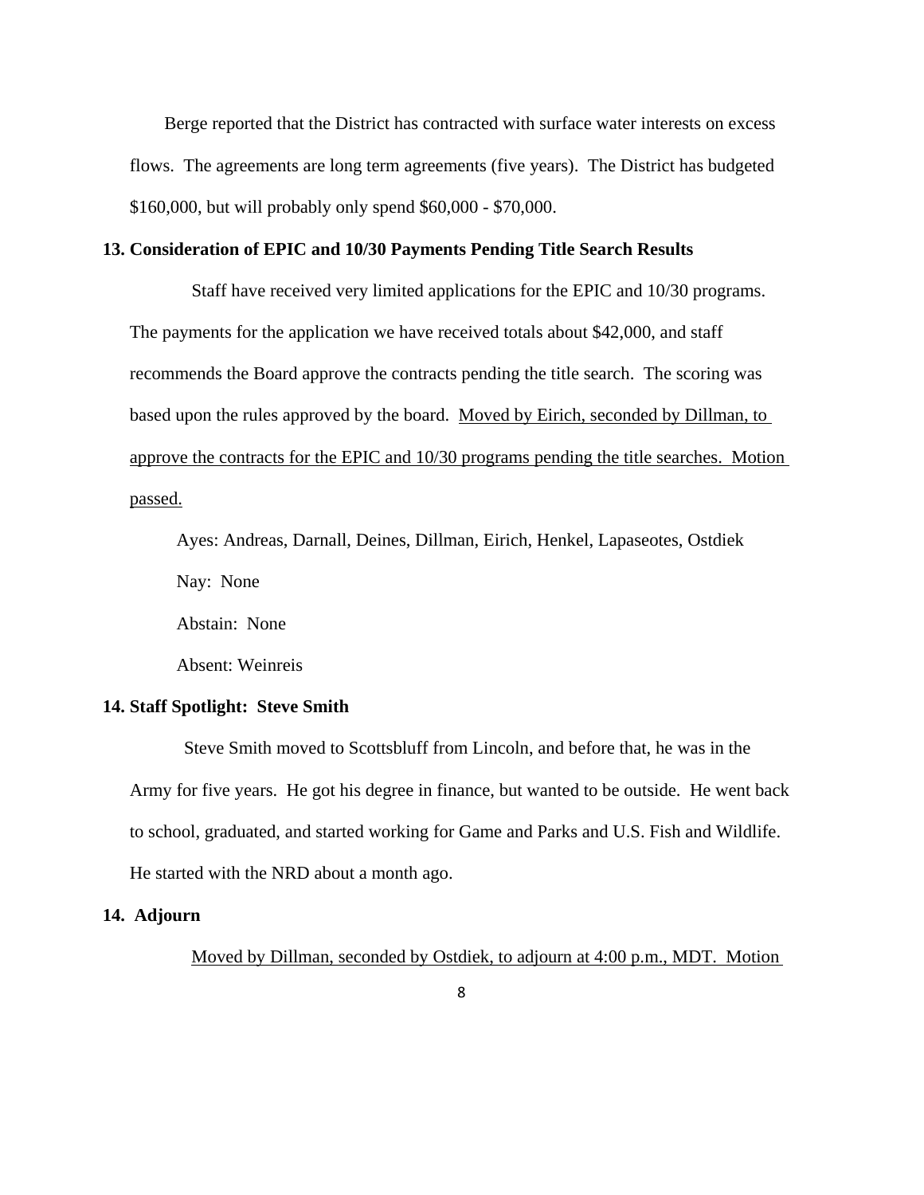Berge reported that the District has contracted with surface water interests on excess flows. The agreements are long term agreements (five years). The District has budgeted $160,000, but will probably only spend $60,000 - $70,000.

**13. Consideration of EPIC and 10/30 Payments Pending Title Search Results**

Staff have received very limited applications for the EPIC and 10/30 programs. The payments for the application we have received totals about $42,000, and staff recommends the Board approve the contracts pending the title search. The scoring was based upon the rules approved by the board. <u>Moved by Eirich, seconded by Dillman, to approve the contracts for the EPIC and 10/30 programs pending the title searches. Motion passed.</u>

Ayes: Andreas, Darnall, Deines, Dillman, Eirich, Henkel, Lapaseotes, Ostdiek

Nay: None

Abstain: None

Absent: Weinreis

**14. Staff Spotlight: Steve Smith**

Steve Smith moved to Scottsbluff from Lincoln, and before that, he was in the Army for five years. He got his degree in finance, but wanted to be outside. He went back to school, graduated, and started working for Game and Parks and U.S. Fish and Wildlife. He started with the NRD about a month ago.

**14. Adjourn**

<u>Moved by Dillman, seconded by Ostdiek, to adjourn at 4:00 p.m., MDT. Motion</u>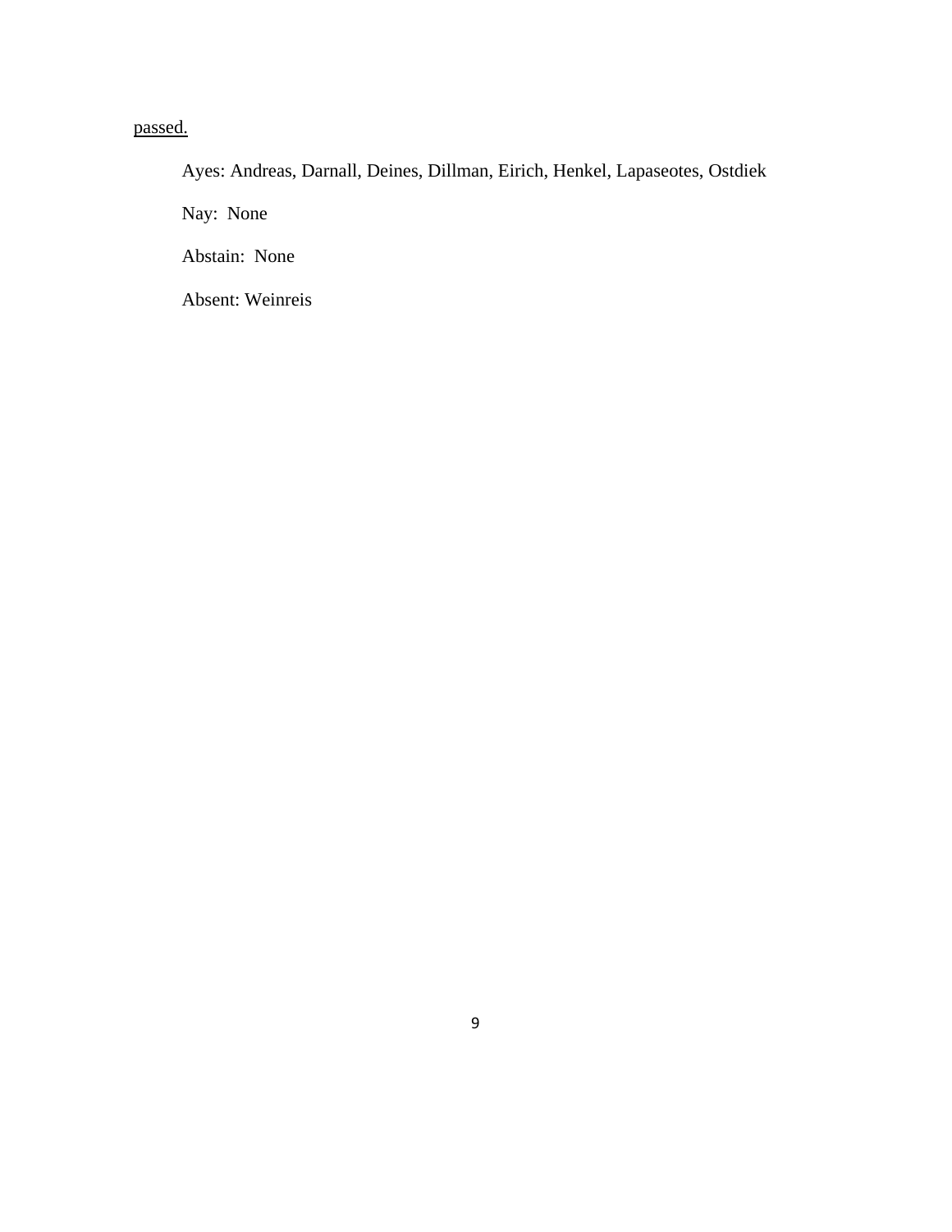<u>passed.</u>

Ayes: Andreas, Darnall, Deines, Dillman, Eirich, Henkel, Lapaseotes, Ostdiek

Nay: None

Abstain: None

Absent: Weinreis